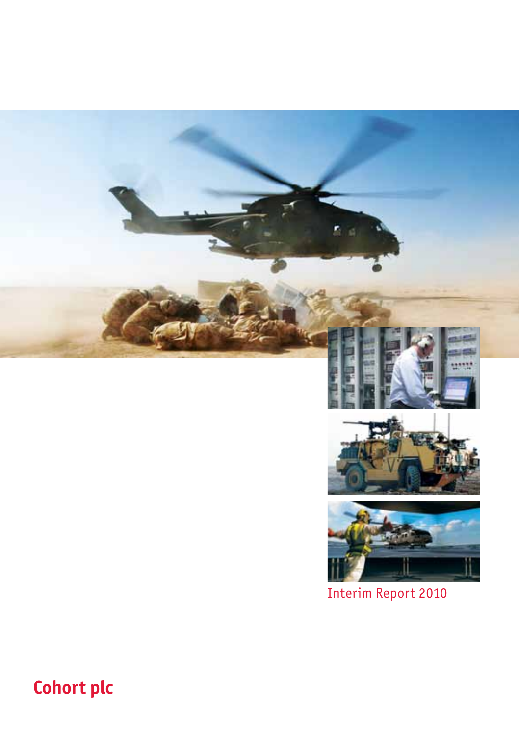Interim Report 2010

# Cohort plc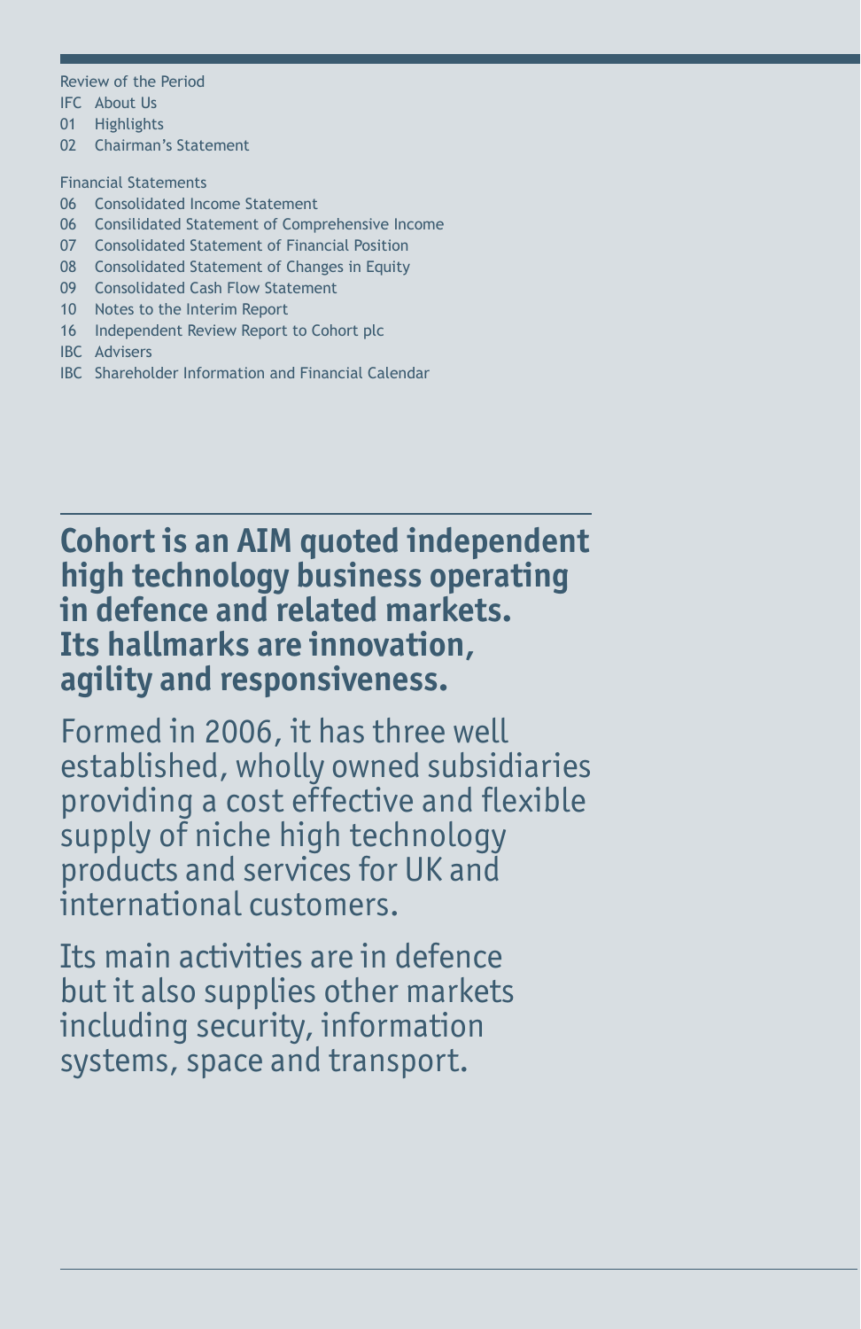Review of the Period

- IFC About Us
- 01 Highlights
- 02 Chairman's Statement

Financial Statements

- 06 Consolidated Income Statement
- 06 Consilidated Statement of Comprehensive Income
- 07 Consolidated Statement of Financial Position
- 08 Consolidated Statement of Changes in Equity
- 09 Consolidated Cash Flow Statement
- 10 Notes to the Interim Report
- 16 Independent Review Report to Cohort plc
- IBC Advisers
- IBC Shareholder Information and Financial Calendar

**Cohort is an AIM quoted independent high technology business operating in defence and related markets. Its hallmarks are innovation, agility and responsiveness.**

Formed in 2006, it has three well established, wholly owned subsidiaries providing a cost effective and flexible supply of niche high technology products and services for UK and international customers.

Its main activities are in defence but it also supplies other markets including security, information systems, space and transport.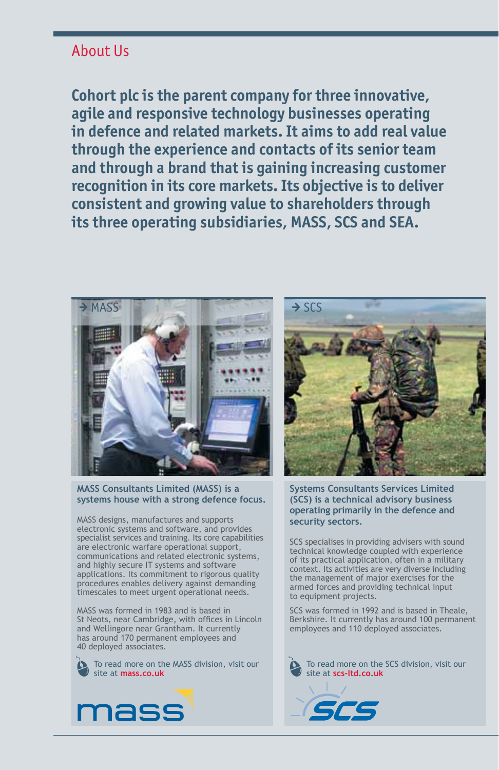## About Us

**Cohort plc is the parent company for three innovative, agile and responsive technology businesses operating in defence and related markets. It aims to add real value through the experience and contacts of its senior team and through a brand that is gaining increasing customer recognition in its core markets. Its objective is to deliver consistent and growing value to shareholders through its three operating subsidiaries, MASS, SCS and SEA.**

### → MASS

**MASS Consultants Limited (MASS) is a systems house with a strong defence focus.**

MASS designs, manufactures and supports electronic systems and software, and provides specialist services and training. Its core capabilities are electronic warfare operational support, communications and related electronic systems, and highly secure IT systems and software applications. Its commitment to rigorous quality procedures enables delivery against demanding timescales to meet urgent operational needs.

MASS was formed in 1983 and is based in St Neots, near Cambridge, with offices in Lincoln and Wellingore near Grantham. It currently has around 170 permanent employees and 40 deployed associates.

To read more on the MASS division, visit our site at **mass.co.uk**

### → SCS

**Systems Consultants Services Limited (SCS) is a technical advisory business operating primarily in the defence and security sectors.**

SCS specialises in providing advisers with sound technical knowledge coupled with experience of its practical application, often in a military context. Its activities are very diverse including the management of major exercises for the armed forces and providing technical input to equipment projects.

SCS was formed in 1992 and is based in Theale, Berkshire. It currently has around 100 permanent employees and 110 deployed associates.

To read more on the SCS division, visit our site at **scs-ltd.co.uk**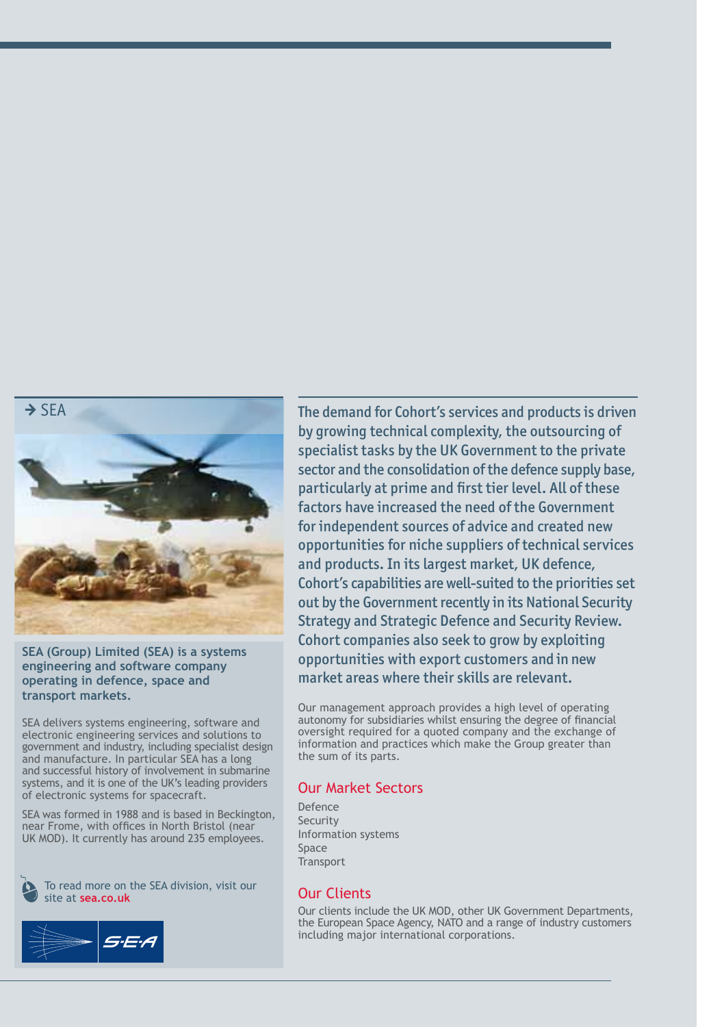## → SEA

**SEA (Group) Limited (SEA) is a systems engineering and software company operating in defence, space and transport markets.**

SEA delivers systems engineering, software and electronic engineering services and solutions to government and industry, including specialist design and manufacture. In particular SEA has a long and successful history of involvement in submarine systems, and it is one of the UK's leading providers of electronic systems for spacecraft.

SEA was formed in 1988 and is based in Beckington, near Frome, with offices in North Bristol (near UK MOD). It currently has around 235 employees.

To read more on the SEA division, visit our site at **sea.co.uk**

The demand for Cohort's services and products is driven by growing technical complexity, the outsourcing of specialist tasks by the UK Government to the private sector and the consolidation of the defence supply base, particularly at prime and first tier level. All of these factors have increased the need of the Government for independent sources of advice and created new opportunities for niche suppliers of technical services and products. In its largest market, UK defence, Cohort's capabilities are well-suited to the priorities set out by the Government recently in its National Security Strategy and Strategic Defence and Security Review. Cohort companies also seek to grow by exploiting opportunities with export customers and in new market areas where their skills are relevant.

Our management approach provides a high level of operating autonomy for subsidiaries whilst ensuring the degree of financial oversight required for a quoted company and the exchange of information and practices which make the Group greater than the sum of its parts.

### Our Market Sectors

Defence
Security
Information systems
Space
Transport

### Our Clients

Our clients include the UK MOD, other UK Government Departments, the European Space Agency, NATO and a range of industry customers including major international corporations.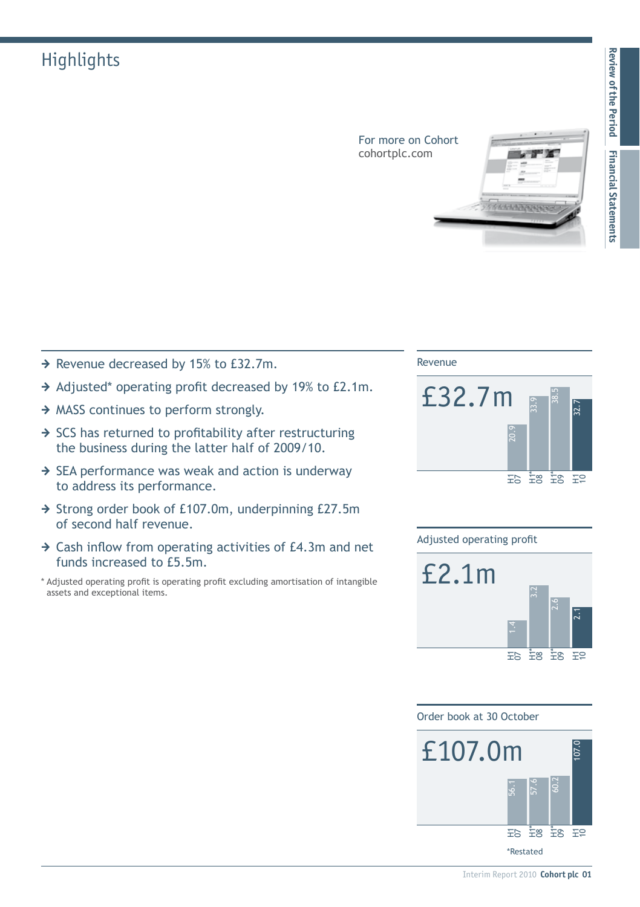# Highlights

For more on Cohort
cohortplc.com

- Revenue decreased by 15% to £32.7m.
- Adjusted* operating profit decreased by 19% to £2.1m.
- MASS continues to perform strongly.
- SCS has returned to profitability after restructuring the business during the latter half of 2009/10.
- SEA performance was weak and action is underway to address its performance.
- Strong order book of £107.0m, underpinning £27.5m of second half revenue.
- Cash inflow from operating activities of £4.3m and net funds increased to £5.5m.

* Adjusted operating profit is operating profit excluding amortisation of intangible assets and exceptional items.

**Revenue**

£32.7m

| H1 07 | H1* 08 | H1* 09 | H1 10 |
|---|---|---|---|
| 20.9 | 33.9 | 38.5 | 32.7 |

**Adjusted operating profit**

£2.1m

| H1 07 | H1* 08 | H1* 09 | H1 10 |
|---|---|---|---|
| 1.4 | 3.2 | 2.6 | 2.1 |

**Order book at 30 October**

£107.0m

| H1 07 | H1* 08 | H1* 09 | H1 10 |
|---|---|---|---|
| 56.1 | 57.6 | 60.2 | 107.0 |

*Restated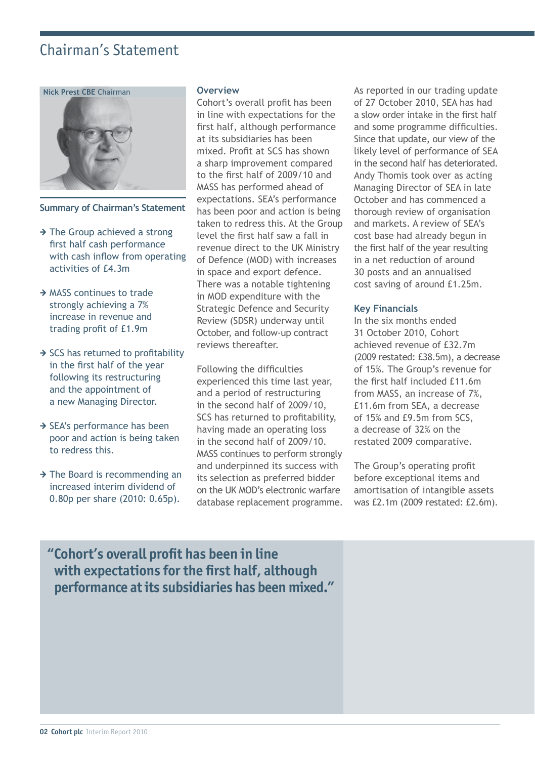# Chairman's Statement

**Nick Prest CBE** Chairman

## Summary of Chairman's Statement

- The Group achieved a strong first half cash performance with cash inflow from operating activities of £4.3m
- MASS continues to trade strongly achieving a 7% increase in revenue and trading profit of £1.9m
- SCS has returned to profitability in the first half of the year following its restructuring and the appointment of a new Managing Director.
- SEA's performance has been poor and action is being taken to redress this.
- The Board is recommending an increased interim dividend of 0.80p per share (2010: 0.65p).

### Overview

Cohort's overall profit has been in line with expectations for the first half, although performance at its subsidiaries has been mixed. Profit at SCS has shown a sharp improvement compared to the first half of 2009/10 and MASS has performed ahead of expectations. SEA's performance has been poor and action is being taken to redress this. At the Group level the first half saw a fall in revenue direct to the UK Ministry of Defence (MOD) with increases in space and export defence. There was a notable tightening in MOD expenditure with the Strategic Defence and Security Review (SDSR) underway until October, and follow-up contract reviews thereafter.

Following the difficulties experienced this time last year, and a period of restructuring in the second half of 2009/10, SCS has returned to profitability, having made an operating loss in the second half of 2009/10. MASS continues to perform strongly and underpinned its success with its selection as preferred bidder on the UK MOD's electronic warfare database replacement programme.

As reported in our trading update of 27 October 2010, SEA has had a slow order intake in the first half and some programme difficulties. Since that update, our view of the likely level of performance of SEA in the second half has deteriorated. Andy Thomis took over as acting Managing Director of SEA in late October and has commenced a thorough review of organisation and markets. A review of SEA's cost base had already begun in the first half of the year resulting in a net reduction of around 30 posts and an annualised cost saving of around £1.25m.

### Key Financials

In the six months ended 31 October 2010, Cohort achieved revenue of £32.7m (2009 restated: £38.5m), a decrease of 15%. The Group's revenue for the first half included £11.6m from MASS, an increase of 7%, £11.6m from SEA, a decrease of 15% and £9.5m from SCS, a decrease of 32% on the restated 2009 comparative.

The Group's operating profit before exceptional items and amortisation of intangible assets was £2.1m (2009 restated: £2.6m).

> **"Cohort's overall profit has been in line with expectations for the first half, although performance at its subsidiaries has been mixed."**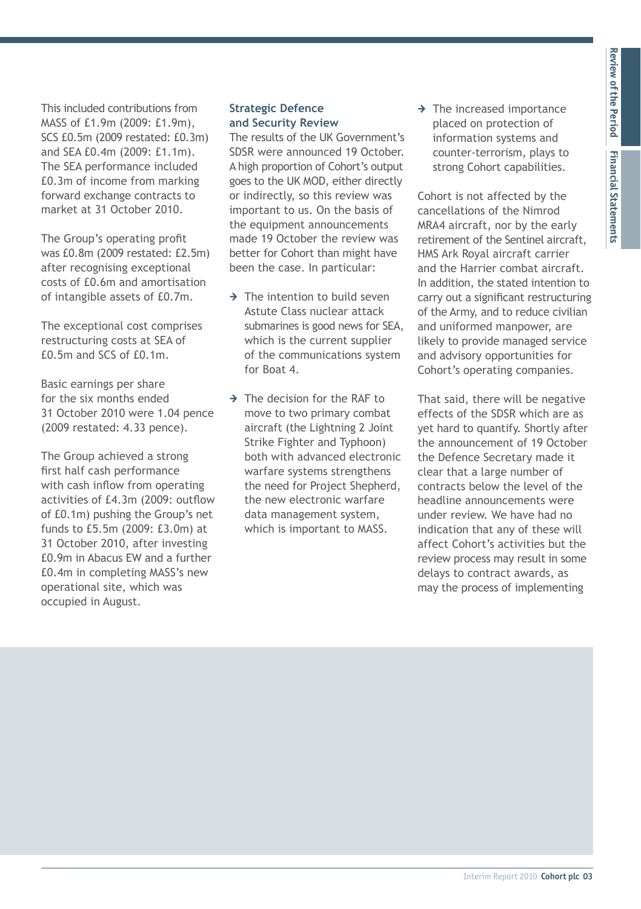This included contributions from MASS of £1.9m (2009: £1.9m), SCS £0.5m (2009 restated: £0.3m) and SEA £0.4m (2009: £1.1m). The SEA performance included £0.3m of income from marking forward exchange contracts to market at 31 October 2010.

The Group's operating profit was £0.8m (2009 restated: £2.5m) after recognising exceptional costs of £0.6m and amortisation of intangible assets of £0.7m.

The exceptional cost comprises restructuring costs at SEA of £0.5m and SCS of £0.1m.

Basic earnings per share for the six months ended 31 October 2010 were 1.04 pence (2009 restated: 4.33 pence).

The Group achieved a strong first half cash performance with cash inflow from operating activities of £4.3m (2009: outflow of £0.1m) pushing the Group's net funds to £5.5m (2009: £3.0m) at 31 October 2010, after investing £0.9m in Abacus EW and a further £0.4m in completing MASS's new operational site, which was occupied in August.

### Strategic Defence and Security Review

The results of the UK Government's SDSR were announced 19 October. A high proportion of Cohort's output goes to the UK MOD, either directly or indirectly, so this review was important to us. On the basis of the equipment announcements made 19 October the review was better for Cohort than might have been the case. In particular:

- The intention to build seven Astute Class nuclear attack submarines is good news for SEA, which is the current supplier of the communications system for Boat 4.
- The decision for the RAF to move to two primary combat aircraft (the Lightning 2 Joint Strike Fighter and Typhoon) both with advanced electronic warfare systems strengthens the need for Project Shepherd, the new electronic warfare data management system, which is important to MASS.
- The increased importance placed on protection of information systems and counter-terrorism, plays to strong Cohort capabilities.

Cohort is not affected by the cancellations of the Nimrod MRA4 aircraft, nor by the early retirement of the Sentinel aircraft, HMS Ark Royal aircraft carrier and the Harrier combat aircraft. In addition, the stated intention to carry out a significant restructuring of the Army, and to reduce civilian and uniformed manpower, are likely to provide managed service and advisory opportunities for Cohort's operating companies.

That said, there will be negative effects of the SDSR which are as yet hard to quantify. Shortly after the announcement of 19 October the Defence Secretary made it clear that a large number of contracts below the level of the headline announcements were under review. We have had no indication that any of these will affect Cohort's activities but the review process may result in some delays to contract awards, as may the process of implementing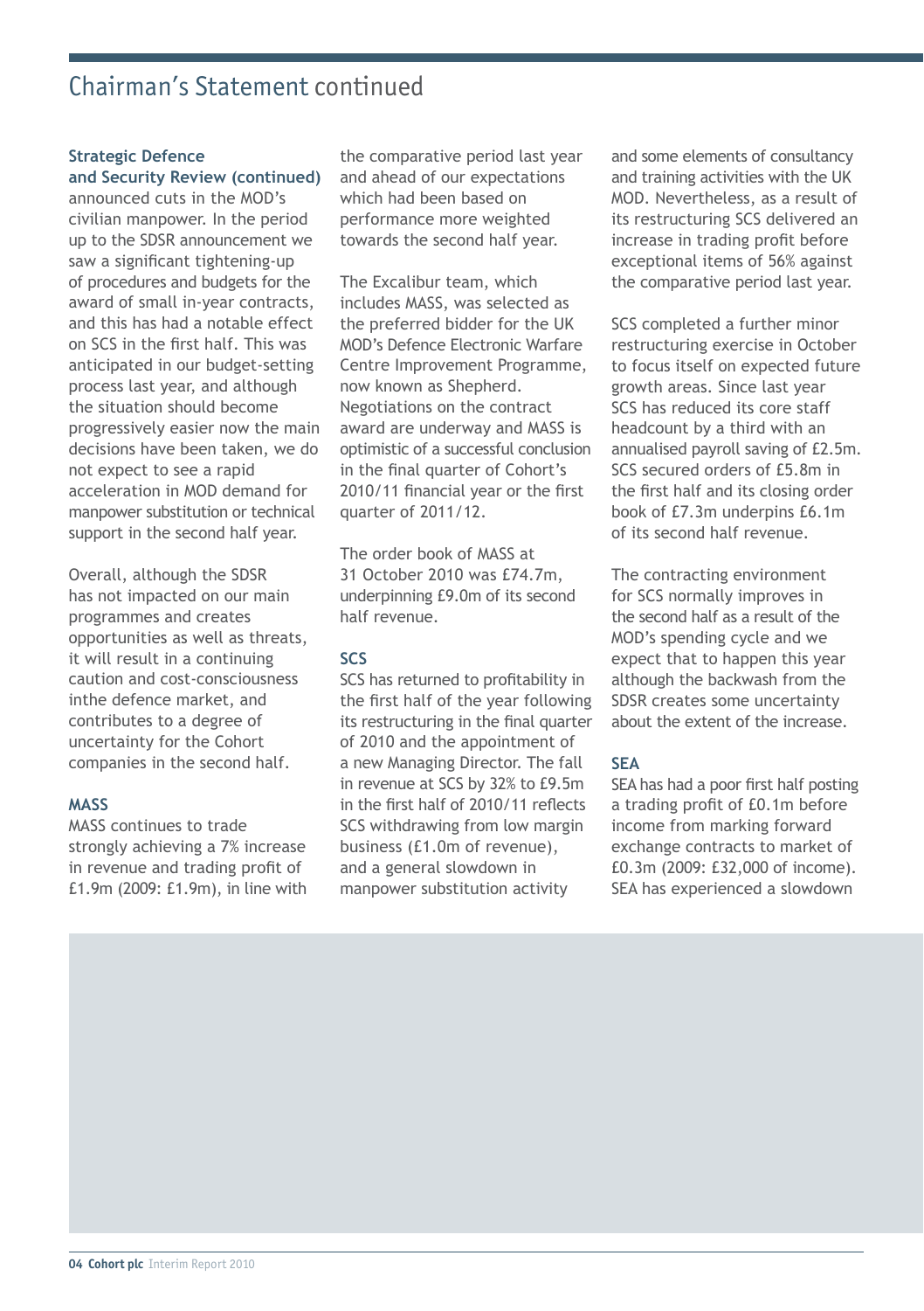# Chairman's Statement continued

**Strategic Defence and Security Review (continued)**

announced cuts in the MOD's civilian manpower. In the period up to the SDSR announcement we saw a significant tightening-up of procedures and budgets for the award of small in-year contracts, and this has had a notable effect on SCS in the first half. This was anticipated in our budget-setting process last year, and although the situation should become progressively easier now the main decisions have been taken, we do not expect to see a rapid acceleration in MOD demand for manpower substitution or technical support in the second half year.

Overall, although the SDSR has not impacted on our main programmes and creates opportunities as well as threats, it will result in a continuing caution and cost-consciousness inthe defence market, and contributes to a degree of uncertainty for the Cohort companies in the second half.

**MASS**

MASS continues to trade strongly achieving a 7% increase in revenue and trading profit of £1.9m (2009: £1.9m), in line with the comparative period last year and ahead of our expectations which had been based on performance more weighted towards the second half year.

The Excalibur team, which includes MASS, was selected as the preferred bidder for the UK MOD's Defence Electronic Warfare Centre Improvement Programme, now known as Shepherd. Negotiations on the contract award are underway and MASS is optimistic of a successful conclusion in the final quarter of Cohort's 2010/11 financial year or the first quarter of 2011/12.

The order book of MASS at 31 October 2010 was £74.7m, underpinning £9.0m of its second half revenue.

**SCS**

SCS has returned to profitability in the first half of the year following its restructuring in the final quarter of 2010 and the appointment of a new Managing Director. The fall in revenue at SCS by 32% to £9.5m in the first half of 2010/11 reflects SCS withdrawing from low margin business (£1.0m of revenue), and a general slowdown in manpower substitution activity and some elements of consultancy and training activities with the UK MOD. Nevertheless, as a result of its restructuring SCS delivered an increase in trading profit before exceptional items of 56% against the comparative period last year.

SCS completed a further minor restructuring exercise in October to focus itself on expected future growth areas. Since last year SCS has reduced its core staff headcount by a third with an annualised payroll saving of £2.5m. SCS secured orders of £5.8m in the first half and its closing order book of £7.3m underpins £6.1m of its second half revenue.

The contracting environment for SCS normally improves in the second half as a result of the MOD's spending cycle and we expect that to happen this year although the backwash from the SDSR creates some uncertainty about the extent of the increase.

**SEA**

SEA has had a poor first half posting a trading profit of £0.1m before income from marking forward exchange contracts to market of £0.3m (2009: £32,000 of income). SEA has experienced a slowdown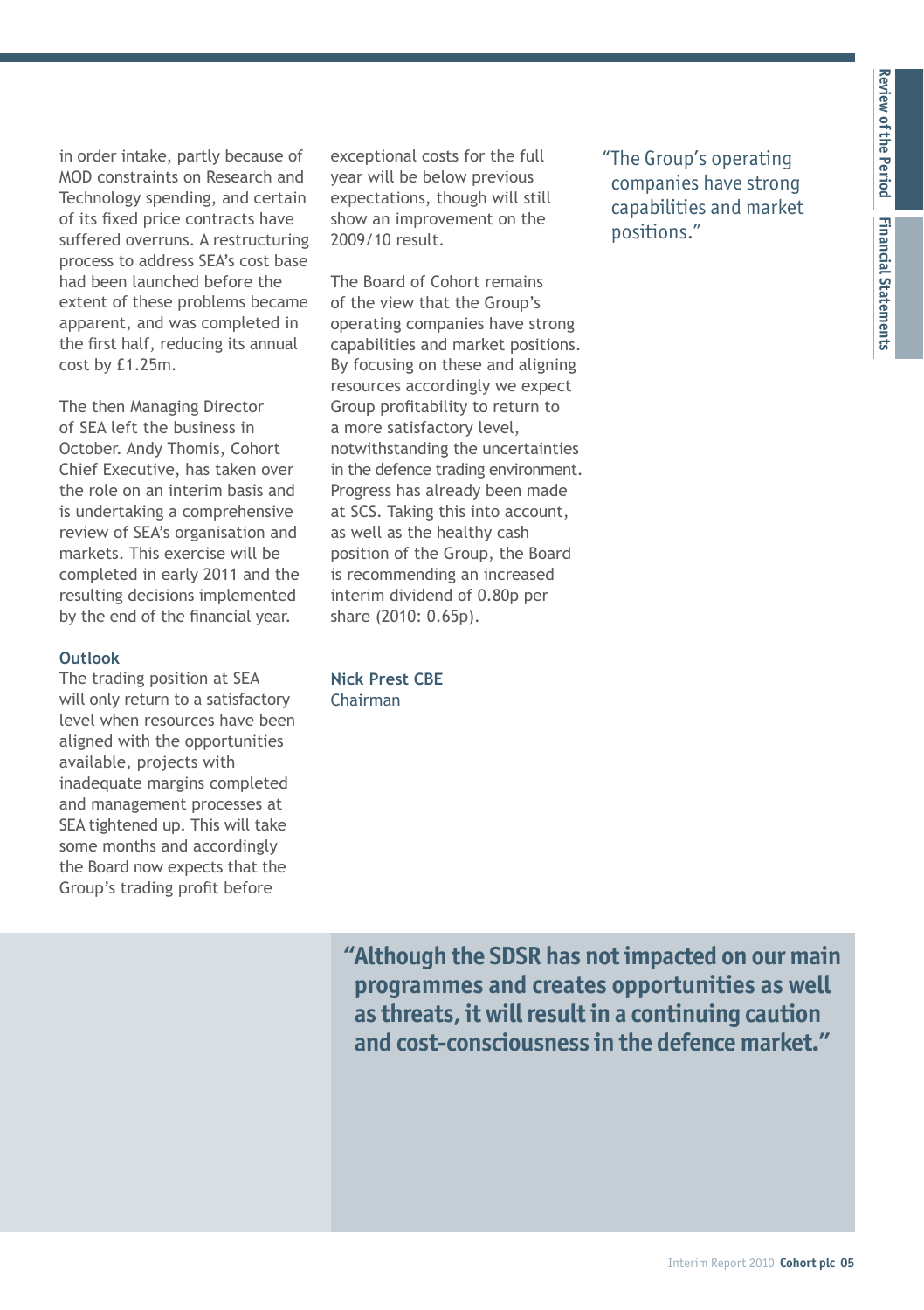in order intake, partly because of MOD constraints on Research and Technology spending, and certain of its fixed price contracts have suffered overruns. A restructuring process to address SEA's cost base had been launched before the extent of these problems became apparent, and was completed in the first half, reducing its annual cost by £1.25m.

The then Managing Director of SEA left the business in October. Andy Thomis, Cohort Chief Executive, has taken over the role on an interim basis and is undertaking a comprehensive review of SEA's organisation and markets. This exercise will be completed in early 2011 and the resulting decisions implemented by the end of the financial year.

### Outlook

The trading position at SEA will only return to a satisfactory level when resources have been aligned with the opportunities available, projects with inadequate margins completed and management processes at SEA tightened up. This will take some months and accordingly the Board now expects that the Group's trading profit before exceptional costs for the full year will be below previous expectations, though will still show an improvement on the 2009/10 result.

The Board of Cohort remains of the view that the Group's operating companies have strong capabilities and market positions. By focusing on these and aligning resources accordingly we expect Group profitability to return to a more satisfactory level, notwithstanding the uncertainties in the defence trading environment. Progress has already been made at SCS. Taking this into account, as well as the healthy cash position of the Group, the Board is recommending an increased interim dividend of 0.80p per share (2010: 0.65p).

**Nick Prest CBE**
Chairman

"The Group's operating companies have strong capabilities and market positions."

**"Although the SDSR has not impacted on our main programmes and creates opportunities as well as threats, it will result in a continuing caution and cost-consciousness in the defence market."**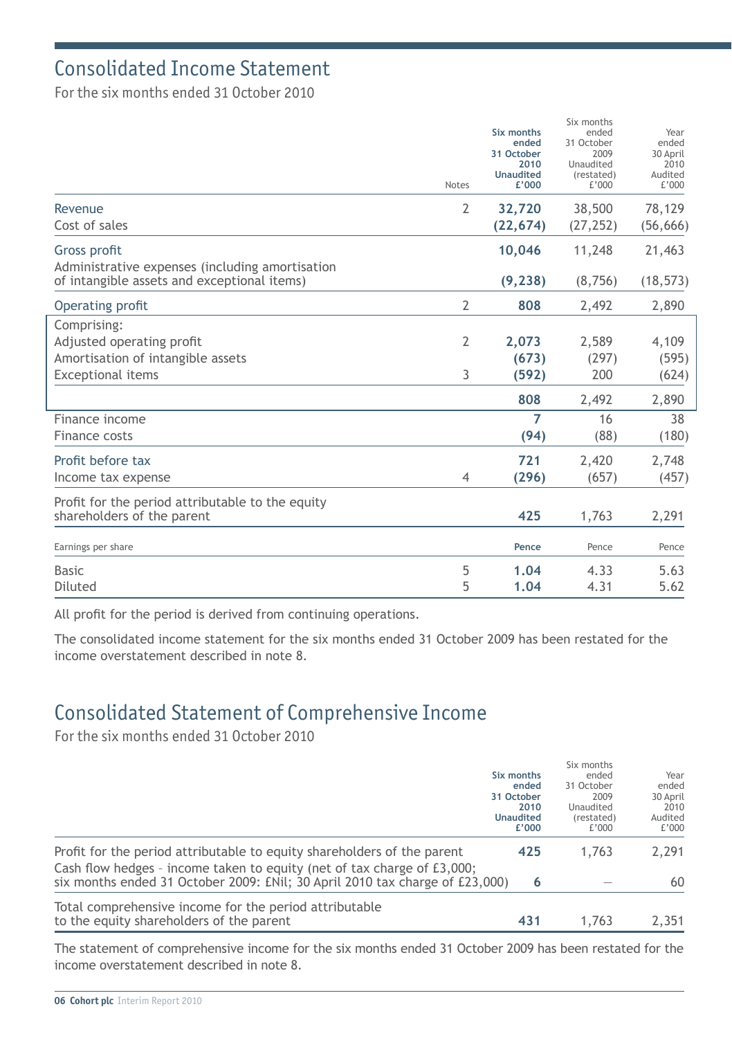# Consolidated Income Statement

For the six months ended 31 October 2010

| | Notes | Six months ended 31 October 2010 Unaudited £'000 | Six months ended 31 October 2009 Unaudited (restated) £'000 | Year ended 30 April 2010 Audited £'000 |
|---|---|---|---|---|
| Revenue | 2 | **32,720** | 38,500 | 78,129 |
| Cost of sales | | **(22,674)** | (27,252) | (56,666) |
| Gross profit | | **10,046** | 11,248 | 21,463 |
| Administrative expenses (including amortisation of intangible assets and exceptional items) | | **(9,238)** | (8,756) | (18,573) |
| Operating profit | 2 | **808** | 2,492 | 2,890 |
| Comprising: | | | | |
| Adjusted operating profit | 2 | **2,073** | 2,589 | 4,109 |
| Amortisation of intangible assets | | **(673)** | (297) | (595) |
| Exceptional items | 3 | **(592)** | 200 | (624) |
| | | **808** | 2,492 | 2,890 |
| Finance income | | **7** | 16 | 38 |
| Finance costs | | **(94)** | (88) | (180) |
| Profit before tax | | **721** | 2,420 | 2,748 |
| Income tax expense | 4 | **(296)** | (657) | (457) |
| Profit for the period attributable to the equity shareholders of the parent | | **425** | 1,763 | 2,291 |
| Earnings per share | | **Pence** | Pence | Pence |
| Basic | 5 | **1.04** | 4.33 | 5.63 |
| Diluted | 5 | **1.04** | 4.31 | 5.62 |

All profit for the period is derived from continuing operations.

The consolidated income statement for the six months ended 31 October 2009 has been restated for the income overstatement described in note 8.

# Consolidated Statement of Comprehensive Income

For the six months ended 31 October 2010

| | Six months ended 31 October 2010 Unaudited £'000 | Six months ended 31 October 2009 Unaudited (restated) £'000 | Year ended 30 April 2010 Audited £'000 |
|---|---|---|---|
| Profit for the period attributable to equity shareholders of the parent | **425** | 1,763 | 2,291 |
| Cash flow hedges – income taken to equity (net of tax charge of £3,000; six months ended 31 October 2009: £Nil; 30 April 2010 tax charge of £23,000) | **6** | — | 60 |
| Total comprehensive income for the period attributable to the equity shareholders of the parent | **431** | 1,763 | 2,351 |

The statement of comprehensive income for the six months ended 31 October 2009 has been restated for the income overstatement described in note 8.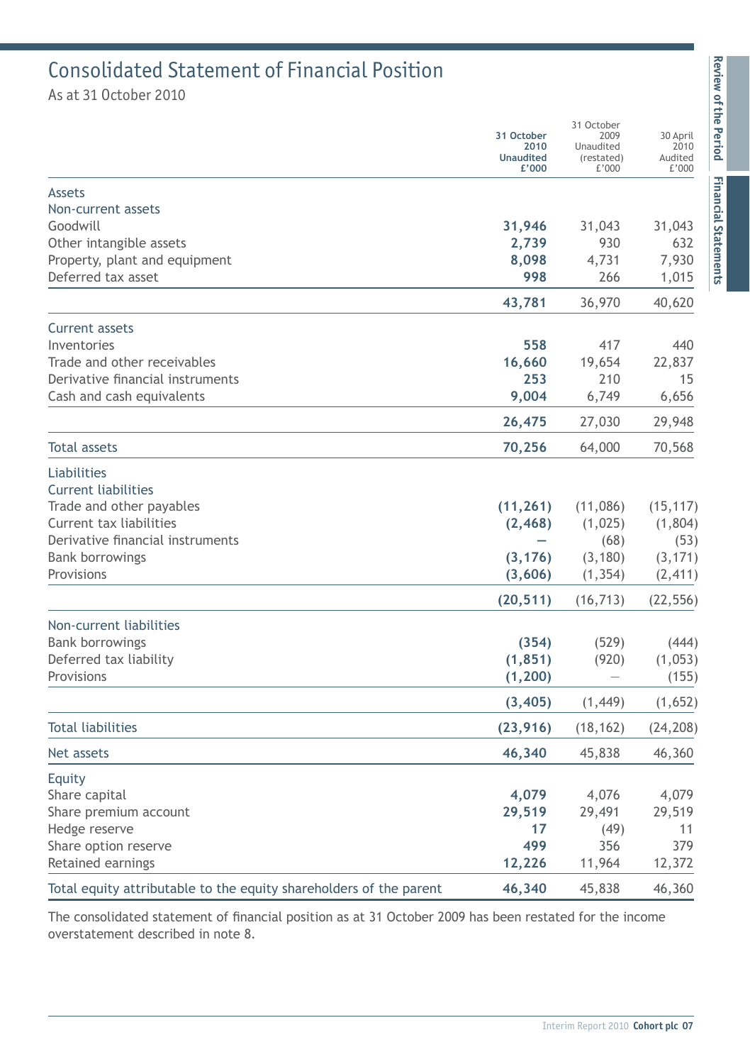# Consolidated Statement of Financial Position

As at 31 October 2010

| | 31 October 2010 Unaudited £'000 | 31 October 2009 Unaudited (restated) £'000 | 30 April 2010 Audited £'000 |
|---|---|---|---|
| **Assets** | | | |
| **Non-current assets** | | | |
| Goodwill | **31,946** | 31,043 | 31,043 |
| Other intangible assets | **2,739** | 930 | 632 |
| Property, plant and equipment | **8,098** | 4,731 | 7,930 |
| Deferred tax asset | **998** | 266 | 1,015 |
| | **43,781** | 36,970 | 40,620 |
| **Current assets** | | | |
| Inventories | **558** | 417 | 440 |
| Trade and other receivables | **16,660** | 19,654 | 22,837 |
| Derivative financial instruments | **253** | 210 | 15 |
| Cash and cash equivalents | **9,004** | 6,749 | 6,656 |
| | **26,475** | 27,030 | 29,948 |
| **Total assets** | **70,256** | 64,000 | 70,568 |
| **Liabilities** | | | |
| **Current liabilities** | | | |
| Trade and other payables | **(11,261)** | (11,086) | (15,117) |
| Current tax liabilities | **(2,468)** | (1,025) | (1,804) |
| Derivative financial instruments | **–** | (68) | (53) |
| Bank borrowings | **(3,176)** | (3,180) | (3,171) |
| Provisions | **(3,606)** | (1,354) | (2,411) |
| | **(20,511)** | (16,713) | (22,556) |
| **Non-current liabilities** | | | |
| Bank borrowings | **(354)** | (529) | (444) |
| Deferred tax liability | **(1,851)** | (920) | (1,053) |
| Provisions | **(1,200)** | – | (155) |
| | **(3,405)** | (1,449) | (1,652) |
| **Total liabilities** | **(23,916)** | (18,162) | (24,208) |
| **Net assets** | **46,340** | 45,838 | 46,360 |
| **Equity** | | | |
| Share capital | **4,079** | 4,076 | 4,079 |
| Share premium account | **29,519** | 29,491 | 29,519 |
| Hedge reserve | **17** | (49) | 11 |
| Share option reserve | **499** | 356 | 379 |
| Retained earnings | **12,226** | 11,964 | 12,372 |
| **Total equity attributable to the equity shareholders of the parent** | **46,340** | 45,838 | 46,360 |

The consolidated statement of financial position as at 31 October 2009 has been restated for the income overstatement described in note 8.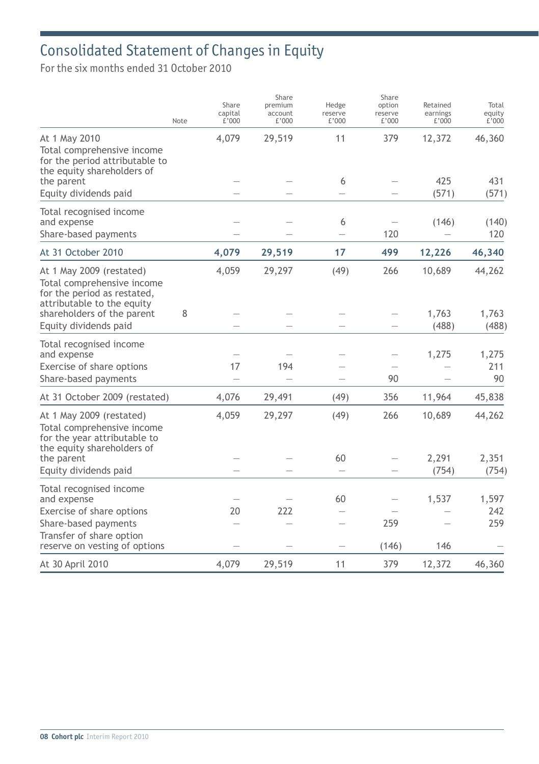# Consolidated Statement of Changes in Equity

For the six months ended 31 October 2010

| | Note | Share capital £'000 | Share premium account £'000 | Hedge reserve £'000 | Share option reserve £'000 | Retained earnings £'000 | Total equity £'000 |
|---|---|---|---|---|---|---|---|
| At 1 May 2010 | | 4,079 | 29,519 | 11 | 379 | 12,372 | 46,360 |
| Total comprehensive income for the period attributable to the equity shareholders of the parent | | — | — | 6 | — | 425 | 431 |
| Equity dividends paid | | — | — | — | — | (571) | (571) |
| Total recognised income and expense | | — | — | 6 | — | (146) | (140) |
| Share-based payments | | — | — | — | 120 | — | 120 |
| **At 31 October 2010** | | **4,079** | **29,519** | **17** | **499** | **12,226** | **46,340** |
| At 1 May 2009 (restated) | | 4,059 | 29,297 | (49) | 266 | 10,689 | 44,262 |
| Total comprehensive income for the period as restated, attributable to the equity shareholders of the parent | 8 | — | — | — | — | 1,763 | 1,763 |
| Equity dividends paid | | — | — | — | — | (488) | (488) |
| Total recognised income and expense | | — | — | — | — | 1,275 | 1,275 |
| Exercise of share options | | 17 | 194 | — | — | — | 211 |
| Share-based payments | | — | — | — | 90 | — | 90 |
| At 31 October 2009 (restated) | | 4,076 | 29,491 | (49) | 356 | 11,964 | 45,838 |
| At 1 May 2009 (restated) | | 4,059 | 29,297 | (49) | 266 | 10,689 | 44,262 |
| Total comprehensive income for the year attributable to the equity shareholders of the parent | | — | — | 60 | — | 2,291 | 2,351 |
| Equity dividends paid | | — | — | — | — | (754) | (754) |
| Total recognised income and expense | | — | — | 60 | — | 1,537 | 1,597 |
| Exercise of share options | | 20 | 222 | — | — | — | 242 |
| Share-based payments | | — | — | — | 259 | — | 259 |
| Transfer of share option reserve on vesting of options | | — | — | — | (146) | 146 | — |
| At 30 April 2010 | | 4,079 | 29,519 | 11 | 379 | 12,372 | 46,360 |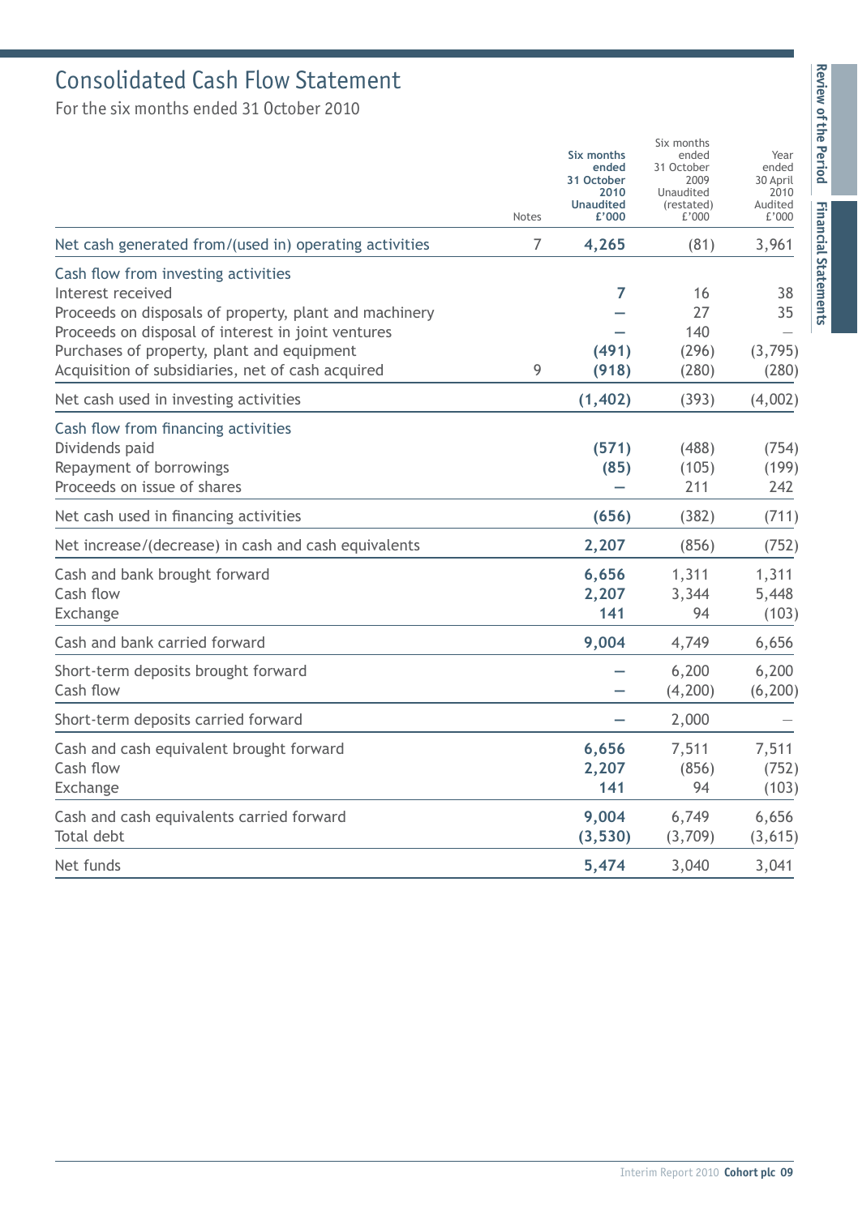# Consolidated Cash Flow Statement

For the six months ended 31 October 2010

| | Notes | Six months ended 31 October 2010 Unaudited £'000 | Six months ended 31 October 2009 Unaudited (restated) £'000 | Year ended 30 April 2010 Audited £'000 |
|---|---|---|---|---|
| Net cash generated from/(used in) operating activities | 7 | **4,265** | (81) | 3,961 |
| **Cash flow from investing activities** | | | | |
| Interest received | | **7** | 16 | 38 |
| Proceeds on disposals of property, plant and machinery | | **–** | 27 | 35 |
| Proceeds on disposal of interest in joint ventures | | **–** | 140 | – |
| Purchases of property, plant and equipment | | **(491)** | (296) | (3,795) |
| Acquisition of subsidiaries, net of cash acquired | 9 | **(918)** | (280) | (280) |
| Net cash used in investing activities | | **(1,402)** | (393) | (4,002) |
| **Cash flow from financing activities** | | | | |
| Dividends paid | | **(571)** | (488) | (754) |
| Repayment of borrowings | | **(85)** | (105) | (199) |
| Proceeds on issue of shares | | **–** | 211 | 242 |
| Net cash used in financing activities | | **(656)** | (382) | (711) |
| Net increase/(decrease) in cash and cash equivalents | | **2,207** | (856) | (752) |
| Cash and bank brought forward | | **6,656** | 1,311 | 1,311 |
| Cash flow | | **2,207** | 3,344 | 5,448 |
| Exchange | | **141** | 94 | (103) |
| Cash and bank carried forward | | **9,004** | 4,749 | 6,656 |
| Short-term deposits brought forward | | **–** | 6,200 | 6,200 |
| Cash flow | | **–** | (4,200) | (6,200) |
| Short-term deposits carried forward | | **–** | 2,000 | – |
| Cash and cash equivalent brought forward | | **6,656** | 7,511 | 7,511 |
| Cash flow | | **2,207** | (856) | (752) |
| Exchange | | **141** | 94 | (103) |
| Cash and cash equivalents carried forward | | **9,004** | 6,749 | 6,656 |
| Total debt | | **(3,530)** | (3,709) | (3,615) |
| Net funds | | **5,474** | 3,040 | 3,041 |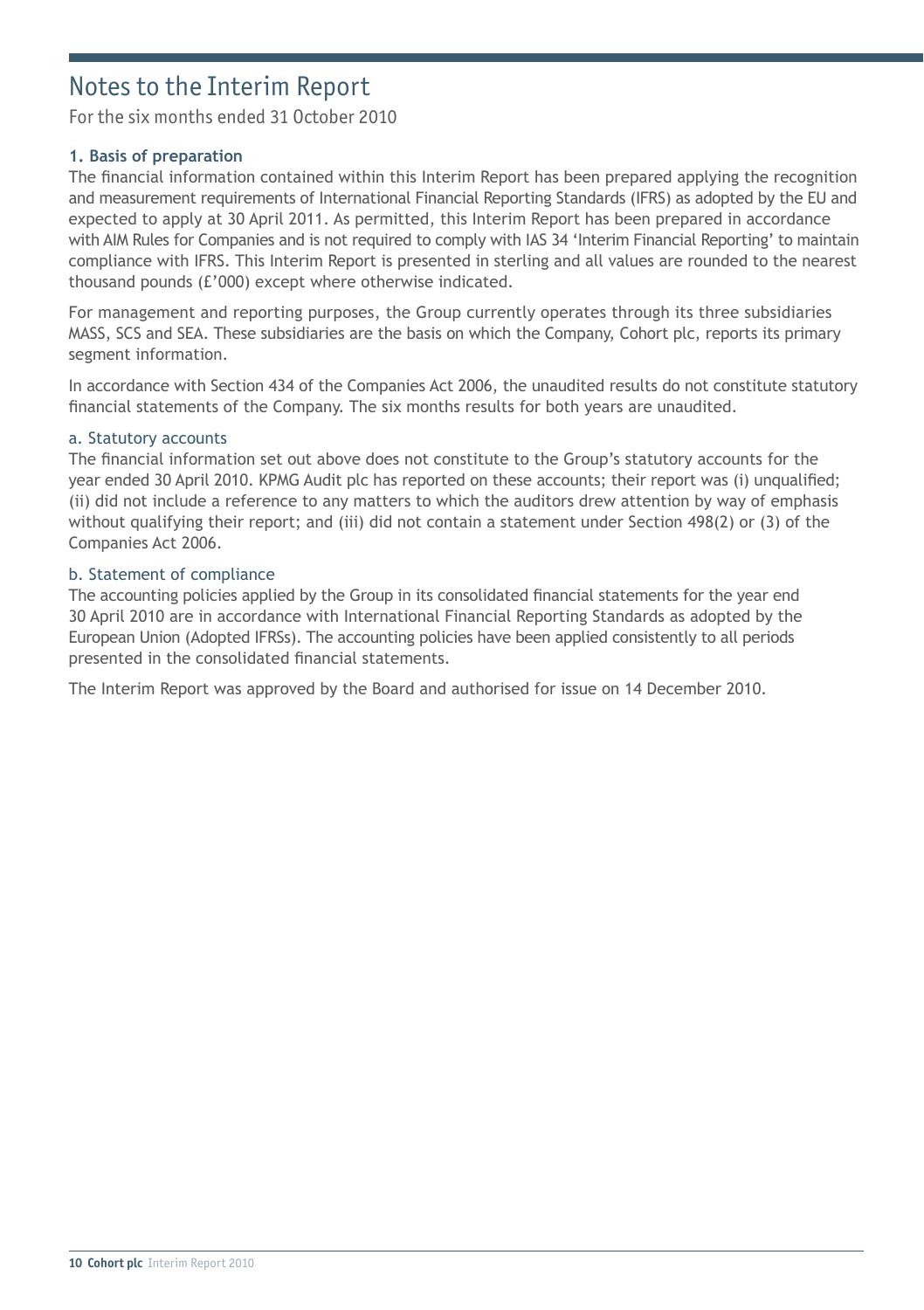# Notes to the Interim Report

For the six months ended 31 October 2010

### 1. Basis of preparation

The financial information contained within this Interim Report has been prepared applying the recognition and measurement requirements of International Financial Reporting Standards (IFRS) as adopted by the EU and expected to apply at 30 April 2011. As permitted, this Interim Report has been prepared in accordance with AIM Rules for Companies and is not required to comply with IAS 34 'Interim Financial Reporting' to maintain compliance with IFRS. This Interim Report is presented in sterling and all values are rounded to the nearest thousand pounds (£'000) except where otherwise indicated.

For management and reporting purposes, the Group currently operates through its three subsidiaries MASS, SCS and SEA. These subsidiaries are the basis on which the Company, Cohort plc, reports its primary segment information.

In accordance with Section 434 of the Companies Act 2006, the unaudited results do not constitute statutory financial statements of the Company. The six months results for both years are unaudited.

#### a. Statutory accounts

The financial information set out above does not constitute to the Group's statutory accounts for the year ended 30 April 2010. KPMG Audit plc has reported on these accounts; their report was (i) unqualified; (ii) did not include a reference to any matters to which the auditors drew attention by way of emphasis without qualifying their report; and (iii) did not contain a statement under Section 498(2) or (3) of the Companies Act 2006.

#### b. Statement of compliance

The accounting policies applied by the Group in its consolidated financial statements for the year end 30 April 2010 are in accordance with International Financial Reporting Standards as adopted by the European Union (Adopted IFRSs). The accounting policies have been applied consistently to all periods presented in the consolidated financial statements.

The Interim Report was approved by the Board and authorised for issue on 14 December 2010.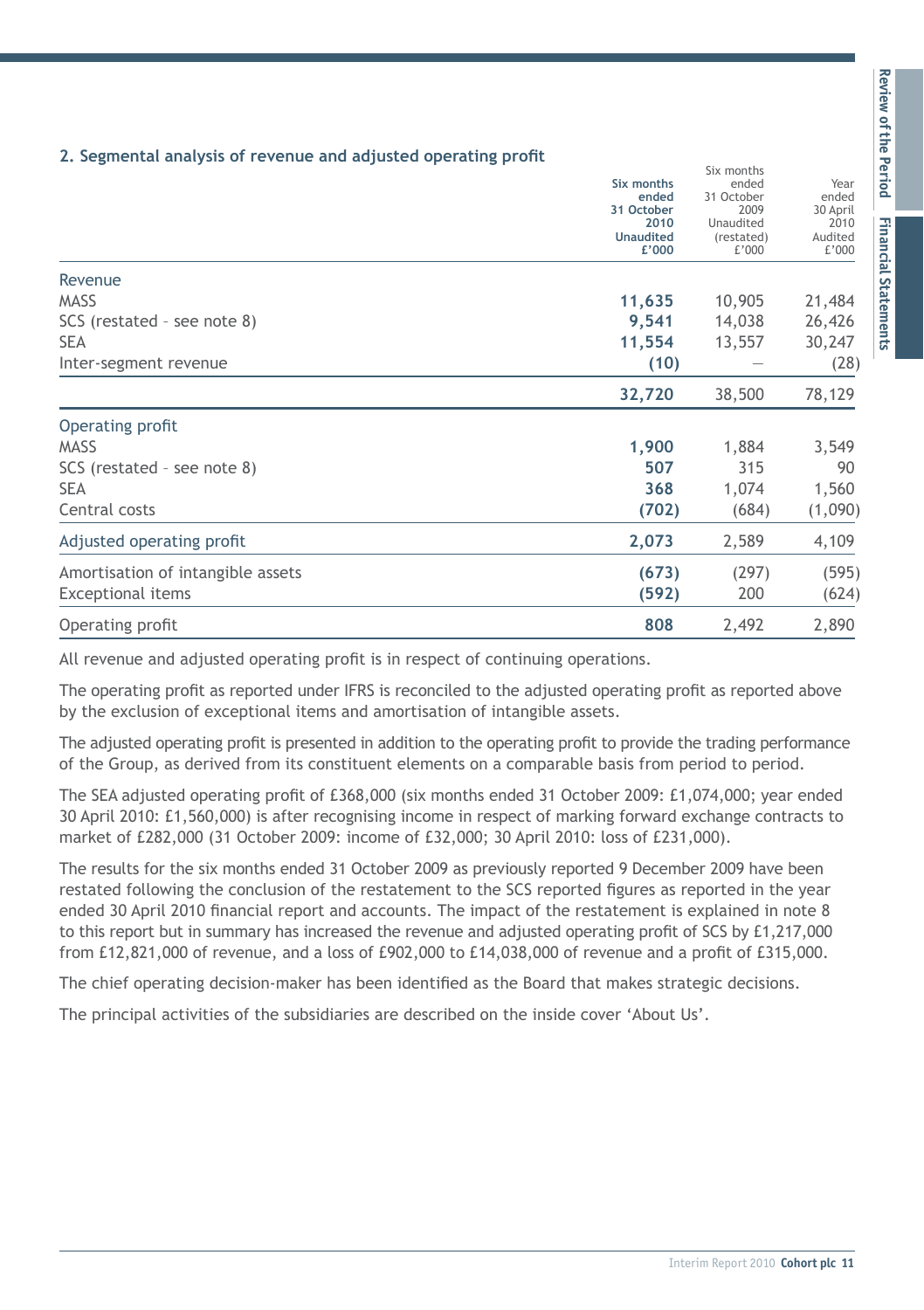## 2. Segmental analysis of revenue and adjusted operating profit

| | **Six months ended 31 October 2010 Unaudited £'000** | Six months ended 31 October 2009 Unaudited (restated) £'000 | Year ended 30 April 2010 Audited £'000 |
|---|---|---|---|
| Revenue | | | |
| MASS | **11,635** | 10,905 | 21,484 |
| SCS (restated – see note 8) | **9,541** | 14,038 | 26,426 |
| SEA | **11,554** | 13,557 | 30,247 |
| Inter-segment revenue | **(10)** | — | (28) |
| | **32,720** | 38,500 | 78,129 |
| Operating profit | | | |
| MASS | **1,900** | 1,884 | 3,549 |
| SCS (restated – see note 8) | **507** | 315 | 90 |
| SEA | **368** | 1,074 | 1,560 |
| Central costs | **(702)** | (684) | (1,090) |
| Adjusted operating profit | **2,073** | 2,589 | 4,109 |
| Amortisation of intangible assets | **(673)** | (297) | (595) |
| Exceptional items | **(592)** | 200 | (624) |
| Operating profit | **808** | 2,492 | 2,890 |

All revenue and adjusted operating profit is in respect of continuing operations.

The operating profit as reported under IFRS is reconciled to the adjusted operating profit as reported above by the exclusion of exceptional items and amortisation of intangible assets.

The adjusted operating profit is presented in addition to the operating profit to provide the trading performance of the Group, as derived from its constituent elements on a comparable basis from period to period.

The SEA adjusted operating profit of £368,000 (six months ended 31 October 2009: £1,074,000; year ended 30 April 2010: £1,560,000) is after recognising income in respect of marking forward exchange contracts to market of £282,000 (31 October 2009: income of £32,000; 30 April 2010: loss of £231,000).

The results for the six months ended 31 October 2009 as previously reported 9 December 2009 have been restated following the conclusion of the restatement to the SCS reported figures as reported in the year ended 30 April 2010 financial report and accounts. The impact of the restatement is explained in note 8 to this report but in summary has increased the revenue and adjusted operating profit of SCS by £1,217,000 from £12,821,000 of revenue, and a loss of £902,000 to £14,038,000 of revenue and a profit of £315,000.

The chief operating decision-maker has been identified as the Board that makes strategic decisions.

The principal activities of the subsidiaries are described on the inside cover 'About Us'.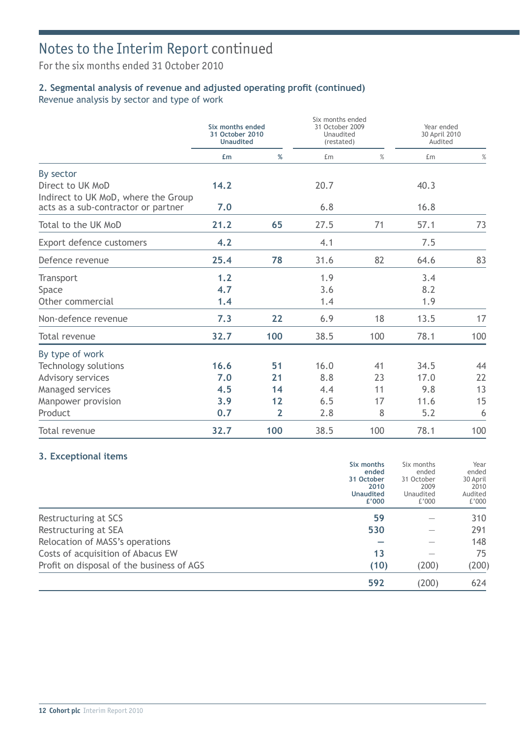# Notes to the Interim Report continued

For the six months ended 31 October 2010

## 2. Segmental analysis of revenue and adjusted operating profit (continued)

Revenue analysis by sector and type of work

| | **Six months ended 31 October 2010 Unaudited** | | Six months ended 31 October 2009 Unaudited (restated) | | Year ended 30 April 2010 Audited | |
|---|---|---|---|---|---|---|
| | **£m** | **%** | £m | % | £m | % |
| By sector | | | | | | |
| Direct to UK MoD | **14.2** | | 20.7 | | 40.3 | |
| Indirect to UK MoD, where the Group acts as a sub-contractor or partner | **7.0** | | 6.8 | | 16.8 | |
| Total to the UK MoD | **21.2** | **65** | 27.5 | 71 | 57.1 | 73 |
| Export defence customers | **4.2** | | 4.1 | | 7.5 | |
| Defence revenue | **25.4** | **78** | 31.6 | 82 | 64.6 | 83 |
| Transport | **1.2** | | 1.9 | | 3.4 | |
| Space | **4.7** | | 3.6 | | 8.2 | |
| Other commercial | **1.4** | | 1.4 | | 1.9 | |
| Non-defence revenue | **7.3** | **22** | 6.9 | 18 | 13.5 | 17 |
| Total revenue | **32.7** | **100** | 38.5 | 100 | 78.1 | 100 |
| By type of work | | | | | | |
| Technology solutions | **16.6** | **51** | 16.0 | 41 | 34.5 | 44 |
| Advisory services | **7.0** | **21** | 8.8 | 23 | 17.0 | 22 |
| Managed services | **4.5** | **14** | 4.4 | 11 | 9.8 | 13 |
| Manpower provision | **3.9** | **12** | 6.5 | 17 | 11.6 | 15 |
| Product | **0.7** | **2** | 2.8 | 8 | 5.2 | 6 |
| Total revenue | **32.7** | **100** | 38.5 | 100 | 78.1 | 100 |

## 3. Exceptional items

| | **Six months ended 31 October 2010 Unaudited £'000** | Six months ended 31 October 2009 Unaudited £'000 | Year ended 30 April 2010 Audited £'000 |
|---|---|---|---|
| Restructuring at SCS | **59** | — | 310 |
| Restructuring at SEA | **530** | — | 291 |
| Relocation of MASS's operations | **—** | — | 148 |
| Costs of acquisition of Abacus EW | **13** | — | 75 |
| Profit on disposal of the business of AGS | **(10)** | (200) | (200) |
| | **592** | (200) | 624 |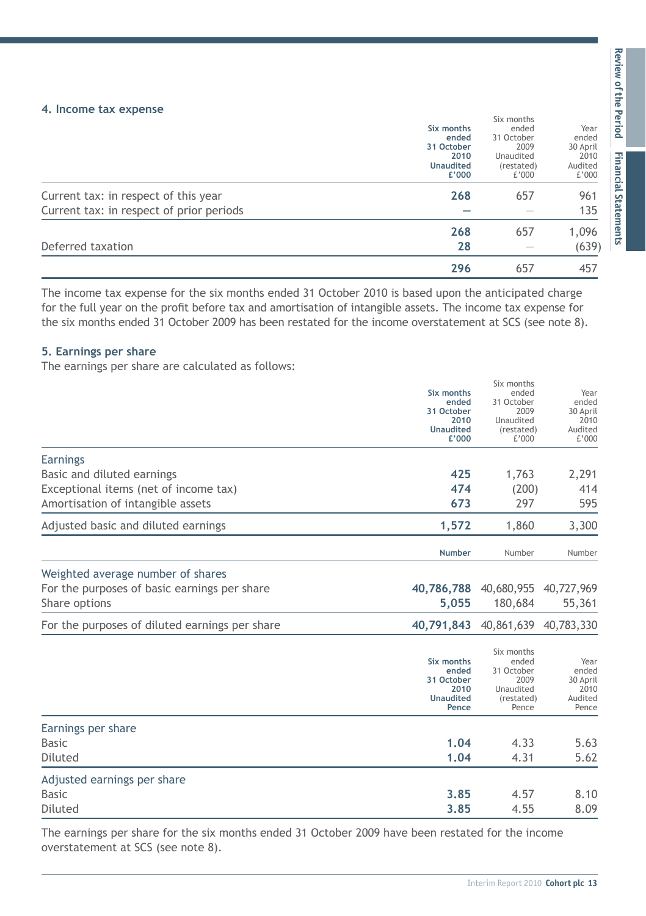### 4. Income tax expense

| | Six months ended 31 October 2010 Unaudited £'000 | Six months ended 31 October 2009 Unaudited (restated) £'000 | Year ended 30 April 2010 Audited £'000 |
|---|---|---|---|
| Current tax: in respect of this year | **268** | 657 | 961 |
| Current tax: in respect of prior periods | **—** | — | 135 |
| | **268** | 657 | 1,096 |
| Deferred taxation | **28** | — | (639) |
| | **296** | 657 | 457 |

The income tax expense for the six months ended 31 October 2010 is based upon the anticipated charge for the full year on the profit before tax and amortisation of intangible assets. The income tax expense for the six months ended 31 October 2009 has been restated for the income overstatement at SCS (see note 8).

### 5. Earnings per share

The earnings per share are calculated as follows:

| | Six months ended 31 October 2010 Unaudited £'000 | Six months ended 31 October 2009 Unaudited (restated) £'000 | Year ended 30 April 2010 Audited £'000 |
|---|---|---|---|
| Earnings | | | |
| Basic and diluted earnings | **425** | 1,763 | 2,291 |
| Exceptional items (net of income tax) | **474** | (200) | 414 |
| Amortisation of intangible assets | **673** | 297 | 595 |
| Adjusted basic and diluted earnings | **1,572** | 1,860 | 3,300 |

| | Number | Number | Number |
|---|---|---|---|
| Weighted average number of shares | | | |
| For the purposes of basic earnings per share | **40,786,788** | 40,680,955 | 40,727,969 |
| Share options | **5,055** | 180,684 | 55,361 |
| For the purposes of diluted earnings per share | **40,791,843** | 40,861,639 | 40,783,330 |

| | Six months ended 31 October 2010 Unaudited Pence | Six months ended 31 October 2009 Unaudited (restated) Pence | Year ended 30 April 2010 Audited Pence |
|---|---|---|---|
| Earnings per share | | | |
| Basic | **1.04** | 4.33 | 5.63 |
| Diluted | **1.04** | 4.31 | 5.62 |
| Adjusted earnings per share | | | |
| Basic | **3.85** | 4.57 | 8.10 |
| Diluted | **3.85** | 4.55 | 8.09 |

The earnings per share for the six months ended 31 October 2009 have been restated for the income overstatement at SCS (see note 8).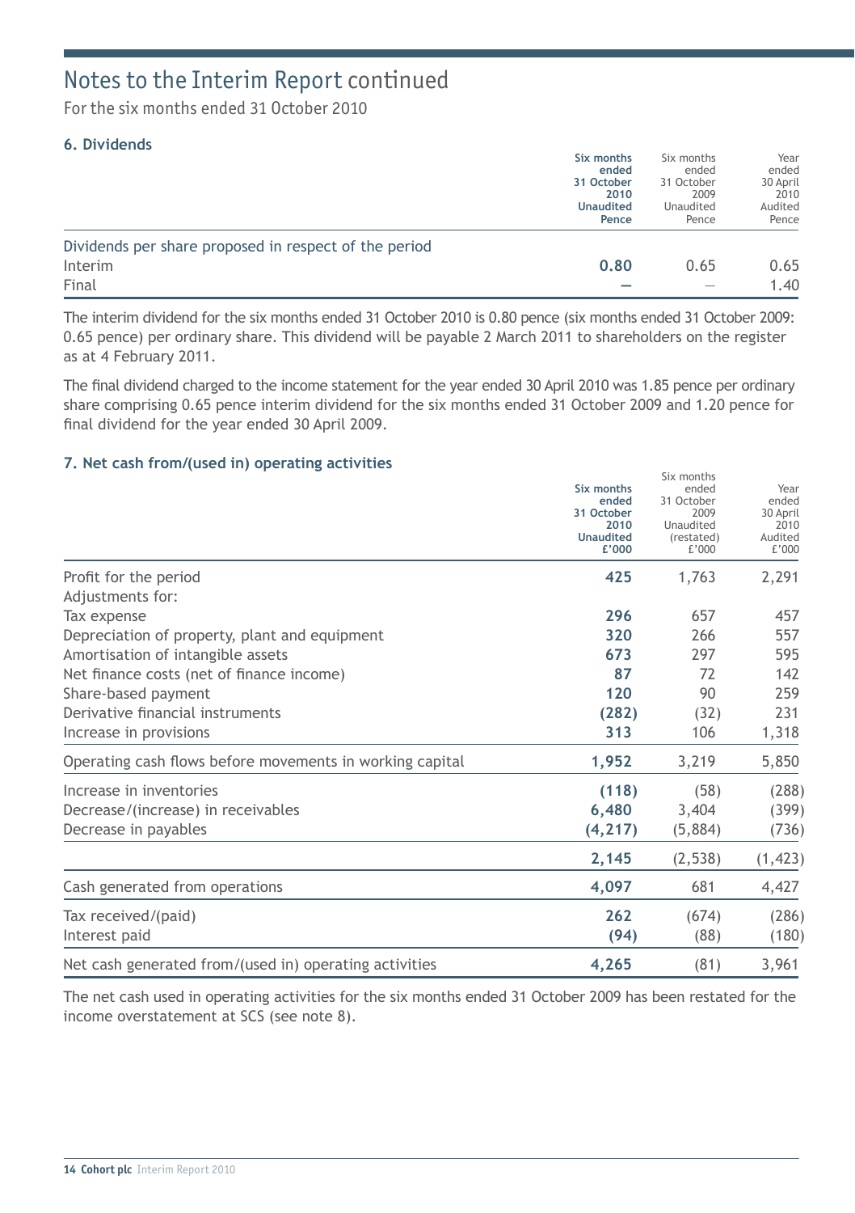# Notes to the Interim Report continued

For the six months ended 31 October 2010

### 6. Dividends

| | **Six months ended 31 October 2010 Unaudited Pence** | Six months ended 31 October 2009 Unaudited Pence | Year ended 30 April 2010 Audited Pence |
|---|---|---|---|
| Dividends per share proposed in respect of the period | | | |
| Interim | **0.80** | 0.65 | 0.65 |
| Final | **—** | — | 1.40 |

The interim dividend for the six months ended 31 October 2010 is 0.80 pence (six months ended 31 October 2009: 0.65 pence) per ordinary share. This dividend will be payable 2 March 2011 to shareholders on the register as at 4 February 2011.

The final dividend charged to the income statement for the year ended 30 April 2010 was 1.85 pence per ordinary share comprising 0.65 pence interim dividend for the six months ended 31 October 2009 and 1.20 pence for final dividend for the year ended 30 April 2009.

### 7. Net cash from/(used in) operating activities

| | **Six months ended 31 October 2010 Unaudited £'000** | Six months ended 31 October 2009 Unaudited (restated) £'000 | Year ended 30 April 2010 Audited £'000 |
|---|---|---|---|
| Profit for the period | **425** | 1,763 | 2,291 |
| Adjustments for: | | | |
| Tax expense | **296** | 657 | 457 |
| Depreciation of property, plant and equipment | **320** | 266 | 557 |
| Amortisation of intangible assets | **673** | 297 | 595 |
| Net finance costs (net of finance income) | **87** | 72 | 142 |
| Share-based payment | **120** | 90 | 259 |
| Derivative financial instruments | **(282)** | (32) | 231 |
| Increase in provisions | **313** | 106 | 1,318 |
| Operating cash flows before movements in working capital | **1,952** | 3,219 | 5,850 |
| Increase in inventories | **(118)** | (58) | (288) |
| Decrease/(increase) in receivables | **6,480** | 3,404 | (399) |
| Decrease in payables | **(4,217)** | (5,884) | (736) |
| | **2,145** | (2,538) | (1,423) |
| Cash generated from operations | **4,097** | 681 | 4,427 |
| Tax received/(paid) | **262** | (674) | (286) |
| Interest paid | **(94)** | (88) | (180) |
| Net cash generated from/(used in) operating activities | **4,265** | (81) | 3,961 |

The net cash used in operating activities for the six months ended 31 October 2009 has been restated for the income overstatement at SCS (see note 8).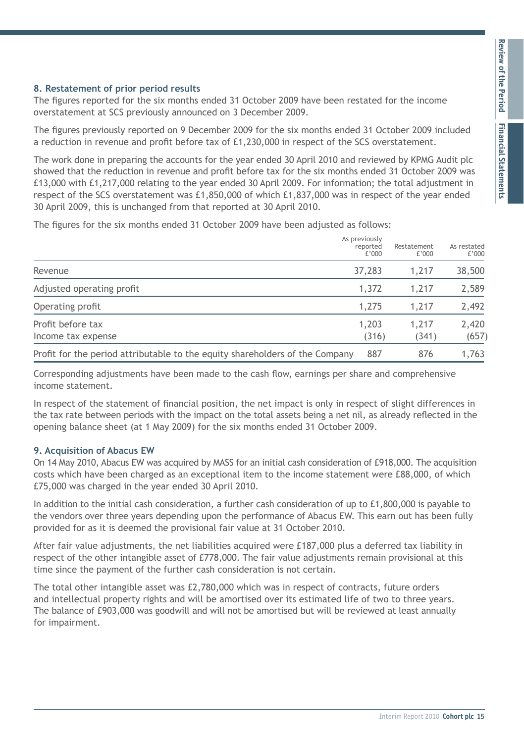### 8. Restatement of prior period results

The figures reported for the six months ended 31 October 2009 have been restated for the income overstatement at SCS previously announced on 3 December 2009.

The figures previously reported on 9 December 2009 for the six months ended 31 October 2009 included a reduction in revenue and profit before tax of £1,230,000 in respect of the SCS overstatement.

The work done in preparing the accounts for the year ended 30 April 2010 and reviewed by KPMG Audit plc showed that the reduction in revenue and profit before tax for the six months ended 31 October 2009 was £13,000 with £1,217,000 relating to the year ended 30 April 2009. For information; the total adjustment in respect of the SCS overstatement was £1,850,000 of which £1,837,000 was in respect of the year ended 30 April 2009, this is unchanged from that reported at 30 April 2010.

The figures for the six months ended 31 October 2009 have been adjusted as follows:

| | As previously reported £'000 | Restatement £'000 | As restated £'000 |
|---|---|---|---|
| Revenue | 37,283 | 1,217 | 38,500 |
| Adjusted operating profit | 1,372 | 1,217 | 2,589 |
| Operating profit | 1,275 | 1,217 | 2,492 |
| Profit before tax | 1,203 | 1,217 | 2,420 |
| Income tax expense | (316) | (341) | (657) |
| Profit for the period attributable to the equity shareholders of the Company | 887 | 876 | 1,763 |

Corresponding adjustments have been made to the cash flow, earnings per share and comprehensive income statement.

In respect of the statement of financial position, the net impact is only in respect of slight differences in the tax rate between periods with the impact on the total assets being a net nil, as already reflected in the opening balance sheet (at 1 May 2009) for the six months ended 31 October 2009.

### 9. Acquisition of Abacus EW

On 14 May 2010, Abacus EW was acquired by MASS for an initial cash consideration of £918,000. The acquisition costs which have been charged as an exceptional item to the income statement were £88,000, of which £75,000 was charged in the year ended 30 April 2010.

In addition to the initial cash consideration, a further cash consideration of up to £1,800,000 is payable to the vendors over three years depending upon the performance of Abacus EW. This earn out has been fully provided for as it is deemed the provisional fair value at 31 October 2010.

After fair value adjustments, the net liabilities acquired were £187,000 plus a deferred tax liability in respect of the other intangible asset of £778,000. The fair value adjustments remain provisional at this time since the payment of the further cash consideration is not certain.

The total other intangible asset was £2,780,000 which was in respect of contracts, future orders and intellectual property rights and will be amortised over its estimated life of two to three years. The balance of £903,000 was goodwill and will not be amortised but will be reviewed at least annually for impairment.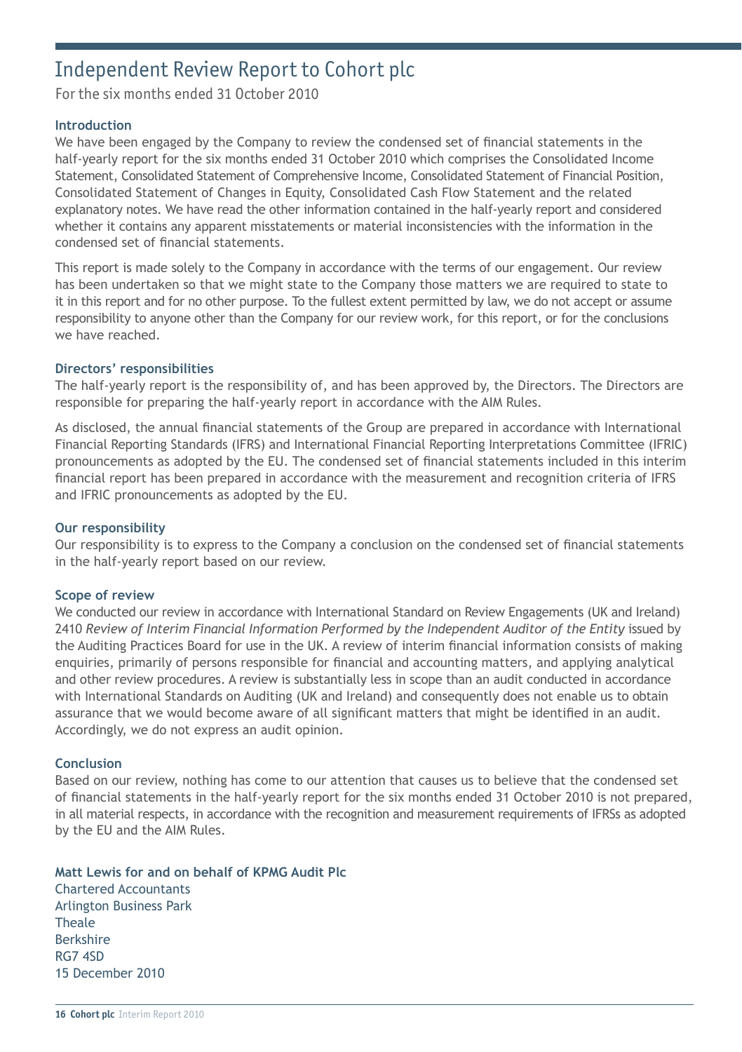# Independent Review Report to Cohort plc

For the six months ended 31 October 2010

### Introduction

We have been engaged by the Company to review the condensed set of financial statements in the half-yearly report for the six months ended 31 October 2010 which comprises the Consolidated Income Statement, Consolidated Statement of Comprehensive Income, Consolidated Statement of Financial Position, Consolidated Statement of Changes in Equity, Consolidated Cash Flow Statement and the related explanatory notes. We have read the other information contained in the half-yearly report and considered whether it contains any apparent misstatements or material inconsistencies with the information in the condensed set of financial statements.

This report is made solely to the Company in accordance with the terms of our engagement. Our review has been undertaken so that we might state to the Company those matters we are required to state to it in this report and for no other purpose. To the fullest extent permitted by law, we do not accept or assume responsibility to anyone other than the Company for our review work, for this report, or for the conclusions we have reached.

### Directors' responsibilities

The half-yearly report is the responsibility of, and has been approved by, the Directors. The Directors are responsible for preparing the half-yearly report in accordance with the AIM Rules.

As disclosed, the annual financial statements of the Group are prepared in accordance with International Financial Reporting Standards (IFRS) and International Financial Reporting Interpretations Committee (IFRIC) pronouncements as adopted by the EU. The condensed set of financial statements included in this interim financial report has been prepared in accordance with the measurement and recognition criteria of IFRS and IFRIC pronouncements as adopted by the EU.

### Our responsibility

Our responsibility is to express to the Company a conclusion on the condensed set of financial statements in the half-yearly report based on our review.

### Scope of review

We conducted our review in accordance with International Standard on Review Engagements (UK and Ireland) 2410 *Review of Interim Financial Information Performed by the Independent Auditor of the Entity* issued by the Auditing Practices Board for use in the UK. A review of interim financial information consists of making enquiries, primarily of persons responsible for financial and accounting matters, and applying analytical and other review procedures. A review is substantially less in scope than an audit conducted in accordance with International Standards on Auditing (UK and Ireland) and consequently does not enable us to obtain assurance that we would become aware of all significant matters that might be identified in an audit. Accordingly, we do not express an audit opinion.

### Conclusion

Based on our review, nothing has come to our attention that causes us to believe that the condensed set of financial statements in the half-yearly report for the six months ended 31 October 2010 is not prepared, in all material respects, in accordance with the recognition and measurement requirements of IFRSs as adopted by the EU and the AIM Rules.

**Matt Lewis for and on behalf of KPMG Audit Plc**
Chartered Accountants
Arlington Business Park
Theale
Berkshire
RG7 4SD
15 December 2010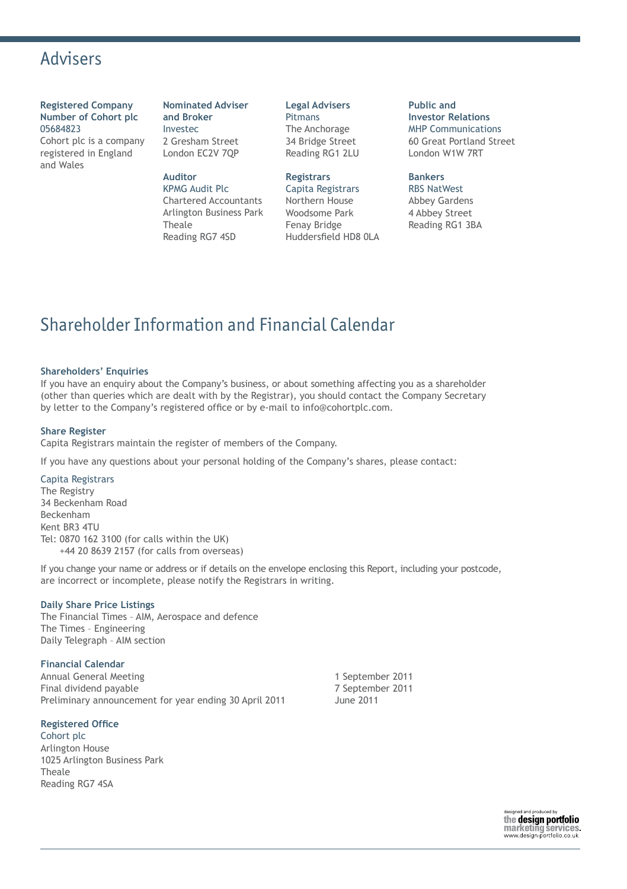# Advisers

**Registered Company Number of Cohort plc**
05684823
Cohort plc is a company registered in England and Wales

**Nominated Adviser and Broker**
Investec
2 Gresham Street
London EC2V 7QP

**Auditor**
KPMG Audit Plc
Chartered Accountants
Arlington Business Park
Theale
Reading RG7 4SD

**Legal Advisers**
Pitmans
The Anchorage
34 Bridge Street
Reading RG1 2LU

**Registrars**
Capita Registrars
Northern House
Woodsome Park
Fenay Bridge
Huddersfield HD8 0LA

**Public and Investor Relations**
MHP Communications
60 Great Portland Street
London W1W 7RT

**Bankers**
RBS NatWest
Abbey Gardens
4 Abbey Street
Reading RG1 3BA

# Shareholder Information and Financial Calendar

**Shareholders' Enquiries**

If you have an enquiry about the Company's business, or about something affecting you as a shareholder (other than queries which are dealt with by the Registrar), you should contact the Company Secretary by letter to the Company's registered office or by e-mail to info@cohortplc.com.

**Share Register**

Capita Registrars maintain the register of members of the Company.

If you have any questions about your personal holding of the Company's shares, please contact:

Capita Registrars
The Registry
34 Beckenham Road
Beckenham
Kent BR3 4TU
Tel: 0870 162 3100 (for calls within the UK)
+44 20 8639 2157 (for calls from overseas)

If you change your name or address or if details on the envelope enclosing this Report, including your postcode, are incorrect or incomplete, please notify the Registrars in writing.

**Daily Share Price Listings**

The Financial Times – AIM, Aerospace and defence
The Times – Engineering
Daily Telegraph – AIM section

**Financial Calendar**

| | |
|---|---|
| Annual General Meeting | 1 September 2011 |
| Final dividend payable | 7 September 2011 |
| Preliminary announcement for year ending 30 April 2011 | June 2011 |

**Registered Office**

Cohort plc
Arlington House
1025 Arlington Business Park
Theale
Reading RG7 4SA

designed and produced by the design portfolio marketing services. www.design-portfolio.co.uk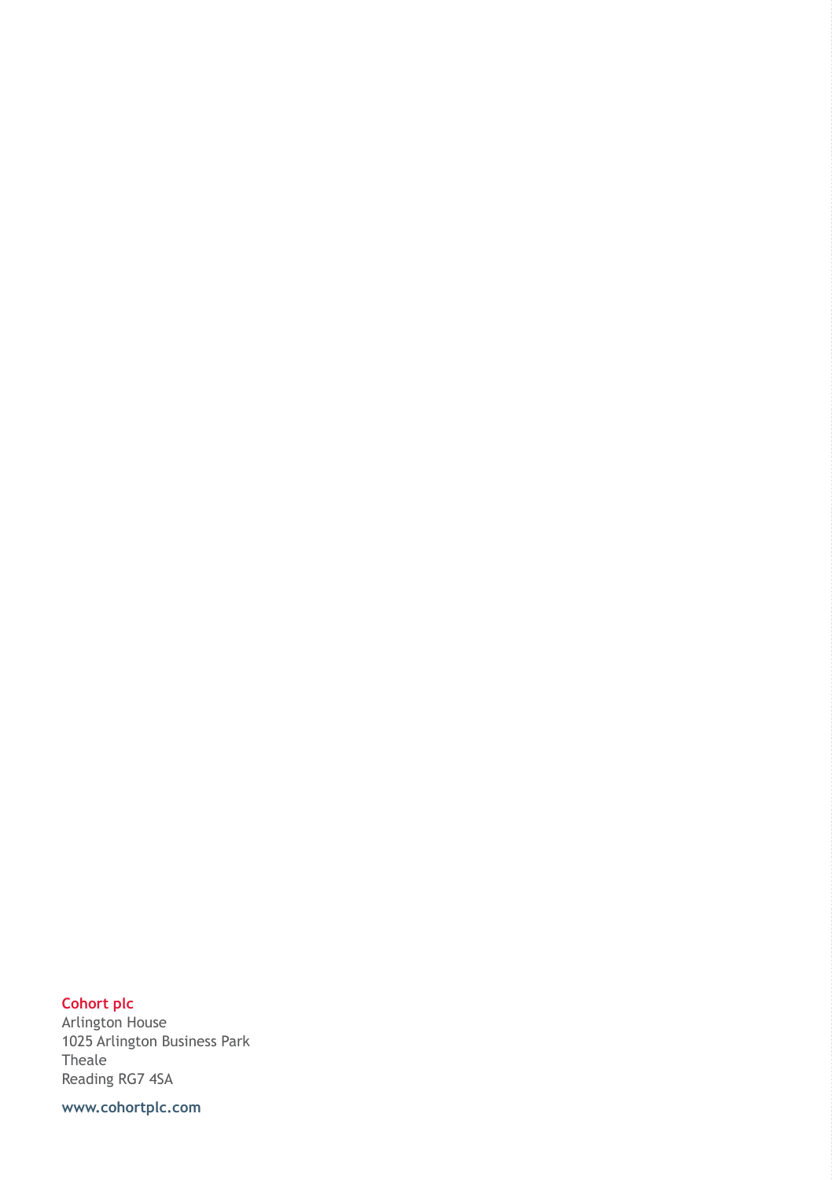**Cohort plc**
Arlington House
1025 Arlington Business Park
Theale
Reading RG7 4SA

**www.cohortplc.com**